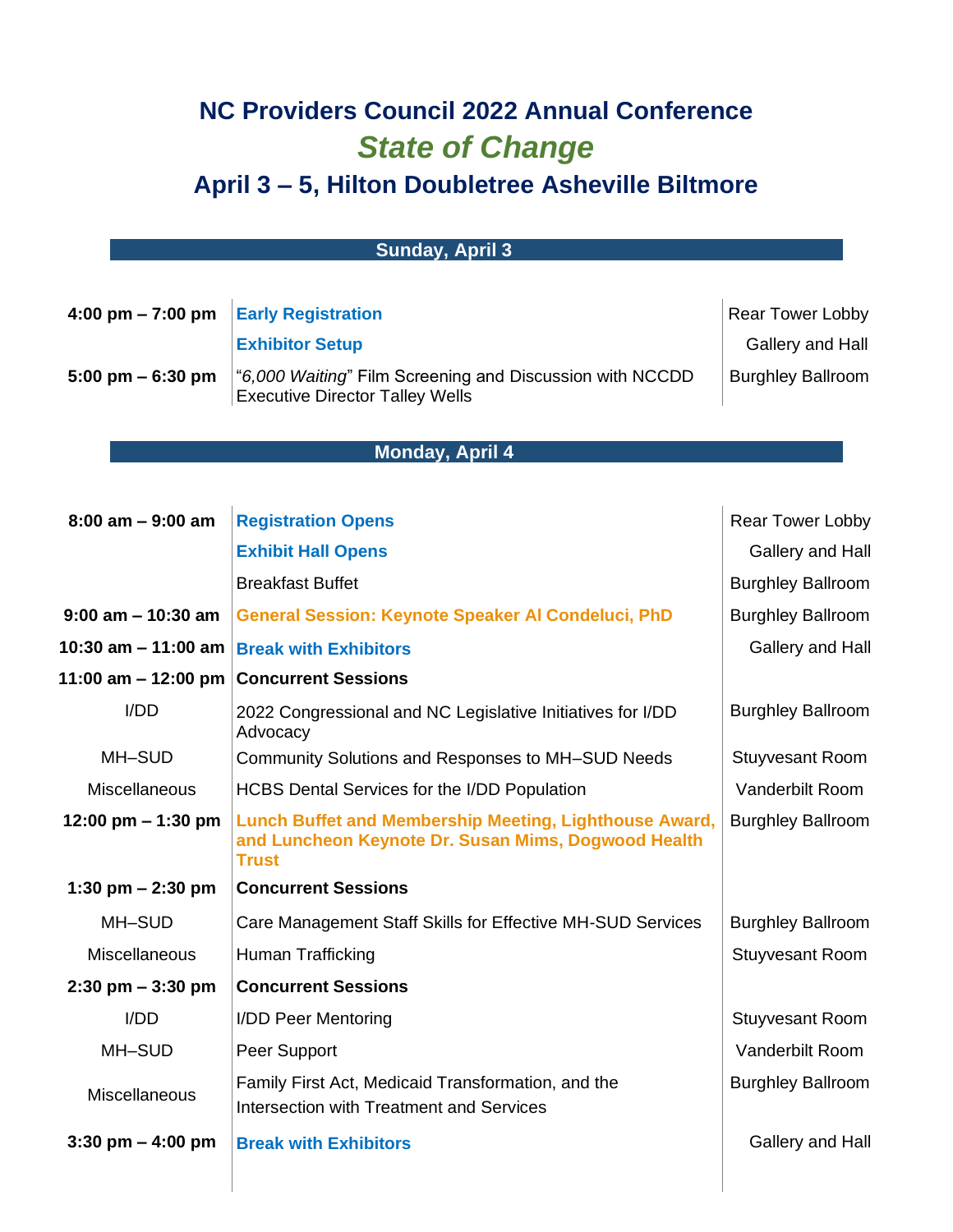# NC Providers Council 2022 Annual Conference

## *State of Change*

## April 3 – 5, Hilton Doubletree Asheville Biltmore

### Sunday, April 3

| Time | Event | Location |
|---|---|---|
| **4:00 pm – 7:00 pm** | **Early Registration** | Rear Tower Lobby |
| | **Exhibitor Setup** | Gallery and Hall |
| **5:00 pm – 6:30 pm** | "*6,000 Waiting*" Film Screening and Discussion with NCCDD Executive Director Talley Wells | Burghley Ballroom |

### Monday, April 4

| Time | Event | Location |
|---|---|---|
| **8:00 am – 9:00 am** | **Registration Opens** | Rear Tower Lobby |
| | **Exhibit Hall Opens** | Gallery and Hall |
| | Breakfast Buffet | Burghley Ballroom |
| **9:00 am – 10:30 am** | **General Session: Keynote Speaker Al Condeluci, PhD** | Burghley Ballroom |
| **10:30 am – 11:00 am** | **Break with Exhibitors** | Gallery and Hall |
| **11:00 am – 12:00 pm** | **Concurrent Sessions** | |
| I/DD | 2022 Congressional and NC Legislative Initiatives for I/DD Advocacy | Burghley Ballroom |
| MH–SUD | Community Solutions and Responses to MH–SUD Needs | Stuyvesant Room |
| Miscellaneous | HCBS Dental Services for the I/DD Population | Vanderbilt Room |
| **12:00 pm – 1:30 pm** | **Lunch Buffet and Membership Meeting, Lighthouse Award, and Luncheon Keynote Dr. Susan Mims, Dogwood Health Trust** | Burghley Ballroom |
| **1:30 pm – 2:30 pm** | **Concurrent Sessions** | |
| MH–SUD | Care Management Staff Skills for Effective MH-SUD Services | Burghley Ballroom |
| Miscellaneous | Human Trafficking | Stuyvesant Room |
| **2:30 pm – 3:30 pm** | **Concurrent Sessions** | |
| I/DD | I/DD Peer Mentoring | Stuyvesant Room |
| MH–SUD | Peer Support | Vanderbilt Room |
| Miscellaneous | Family First Act, Medicaid Transformation, and the Intersection with Treatment and Services | Burghley Ballroom |
| **3:30 pm – 4:00 pm** | **Break with Exhibitors** | Gallery and Hall |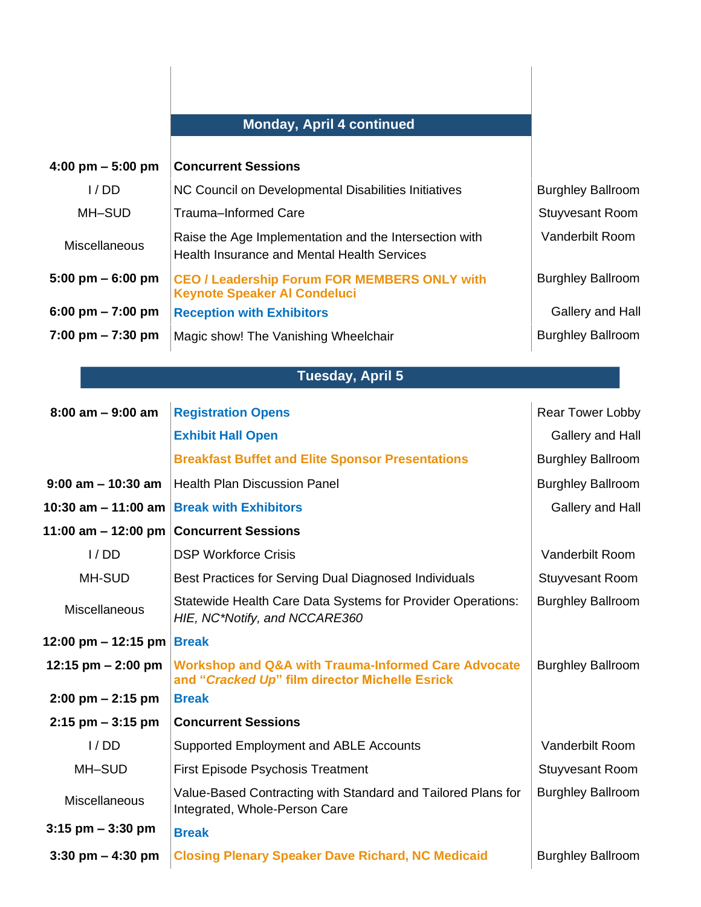## Monday, April 4 continued

| | | |
|---|---|---|
| **4:00 pm – 5:00 pm** | **Concurrent Sessions** | |
| I / DD | NC Council on Developmental Disabilities Initiatives | Burghley Ballroom |
| MH–SUD | Trauma–Informed Care | Stuyvesant Room |
| Miscellaneous | Raise the Age Implementation and the Intersection with Health Insurance and Mental Health Services | Vanderbilt Room |
| **5:00 pm – 6:00 pm** | **CEO / Leadership Forum FOR MEMBERS ONLY with Keynote Speaker Al Condeluci** | Burghley Ballroom |
| **6:00 pm – 7:00 pm** | **Reception with Exhibitors** | Gallery and Hall |
| **7:00 pm – 7:30 pm** | Magic show! The Vanishing Wheelchair | Burghley Ballroom |

## Tuesday, April 5

| | | |
|---|---|---|
| **8:00 am – 9:00 am** | **Registration Opens** | Rear Tower Lobby |
| | **Exhibit Hall Open** | Gallery and Hall |
| | **Breakfast Buffet and Elite Sponsor Presentations** | Burghley Ballroom |
| **9:00 am – 10:30 am** | Health Plan Discussion Panel | Burghley Ballroom |
| **10:30 am – 11:00 am** | **Break with Exhibitors** | Gallery and Hall |
| **11:00 am – 12:00 pm** | **Concurrent Sessions** | |
| I / DD | DSP Workforce Crisis | Vanderbilt Room |
| MH-SUD | Best Practices for Serving Dual Diagnosed Individuals | Stuyvesant Room |
| Miscellaneous | Statewide Health Care Data Systems for Provider Operations: *HIE, NC*Notify, and NCCARE360* | Burghley Ballroom |
| **12:00 pm – 12:15 pm** | **Break** | |
| **12:15 pm – 2:00 pm** | **Workshop and Q&A with Trauma-Informed Care Advocate and "*Cracked Up*" film director Michelle Esrick** | Burghley Ballroom |
| **2:00 pm – 2:15 pm** | **Break** | |
| **2:15 pm – 3:15 pm** | **Concurrent Sessions** | |
| I / DD | Supported Employment and ABLE Accounts | Vanderbilt Room |
| MH–SUD | First Episode Psychosis Treatment | Stuyvesant Room |
| Miscellaneous | Value-Based Contracting with Standard and Tailored Plans for Integrated, Whole-Person Care | Burghley Ballroom |
| **3:15 pm – 3:30 pm** | **Break** | |
| **3:30 pm – 4:30 pm** | **Closing Plenary Speaker Dave Richard, NC Medicaid** | Burghley Ballroom |